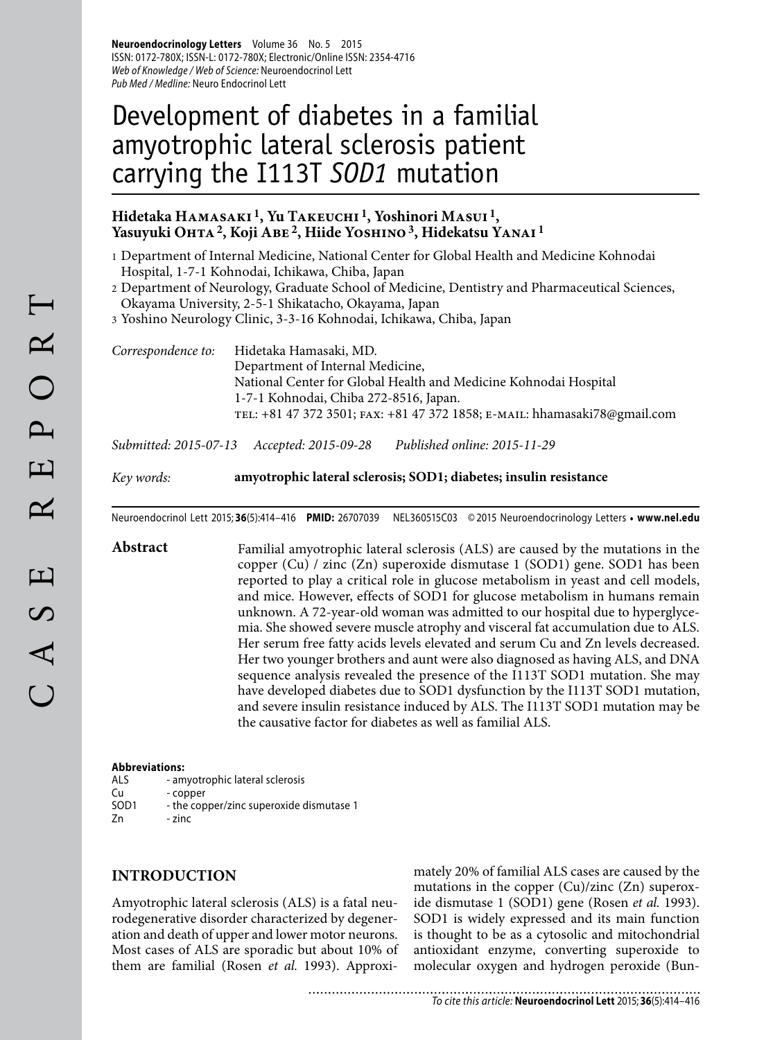# Development of diabetes in a familial amyotrophic lateral sclerosis patient carrying the I113T *SOD1* mutation

**Hidetaka Hamasaki [1], Yu Takeuchi [1], Yoshinori Masui [1], Yasuyuki Ohta [2], Koji Abe [2], Hiide Yoshino [3], Hidekatsu Yanai [1]**

1 Department of Internal Medicine, National Center for Global Health and Medicine Kohnodai Hospital, 1-7-1 Kohnodai, Ichikawa, Chiba, Japan
2 Department of Neurology, Graduate School of Medicine, Dentistry and Pharmaceutical Sciences, Okayama University, 2-5-1 Shikatacho, Okayama, Japan
3 Yoshino Neurology Clinic, 3-3-16 Kohnodai, Ichikawa, Chiba, Japan

*Correspondence to:* Hidetaka Hamasaki, MD.
Department of Internal Medicine,
National Center for Global Health and Medicine Kohnodai Hospital
1-7-1 Kohnodai, Chiba 272-8516, Japan.
tel: +81 47 372 3501; fax: +81 47 372 1858; e-mail: hhamasaki78@gmail.com

*Submitted: 2015-07-13* *Accepted: 2015-09-28* *Published online: 2015-11-29*

*Key words:* **amyotrophic lateral sclerosis; SOD1; diabetes; insulin resistance**

Neuroendocrinol Lett 2015; **36**(5):414–416 **PMID:** 26707039 NEL360515C03 © 2015 Neuroendocrinology Letters • **www.nel.edu**

**Abstract**

Familial amyotrophic lateral sclerosis (ALS) are caused by the mutations in the copper (Cu) / zinc (Zn) superoxide dismutase 1 (SOD1) gene. SOD1 has been reported to play a critical role in glucose metabolism in yeast and cell models, and mice. However, effects of SOD1 for glucose metabolism in humans remain unknown. A 72-year-old woman was admitted to our hospital due to hyperglycemia. She showed severe muscle atrophy and visceral fat accumulation due to ALS. Her serum free fatty acids levels elevated and serum Cu and Zn levels decreased. Her two younger brothers and aunt were also diagnosed as having ALS, and DNA sequence analysis revealed the presence of the I113T SOD1 mutation. She may have developed diabetes due to SOD1 dysfunction by the I113T SOD1 mutation, and severe insulin resistance induced by ALS. The I113T SOD1 mutation may be the causative factor for diabetes as well as familial ALS.

**Abbreviations:**
ALS - amyotrophic lateral sclerosis
Cu - copper
SOD1 - the copper/zinc superoxide dismutase 1
Zn - zinc

## INTRODUCTION

Amyotrophic lateral sclerosis (ALS) is a fatal neurodegenerative disorder characterized by degeneration and death of upper and lower motor neurons. Most cases of ALS are sporadic but about 10% of them are familial (Rosen *et al.* 1993). Approximately 20% of familial ALS cases are caused by the mutations in the copper (Cu)/zinc (Zn) superoxide dismutase 1 (SOD1) gene (Rosen *et al.* 1993). SOD1 is widely expressed and its main function is thought to be as a cytosolic and mitochondrial antioxidant enzyme, converting superoxide to molecular oxygen and hydrogen peroxide (Bun-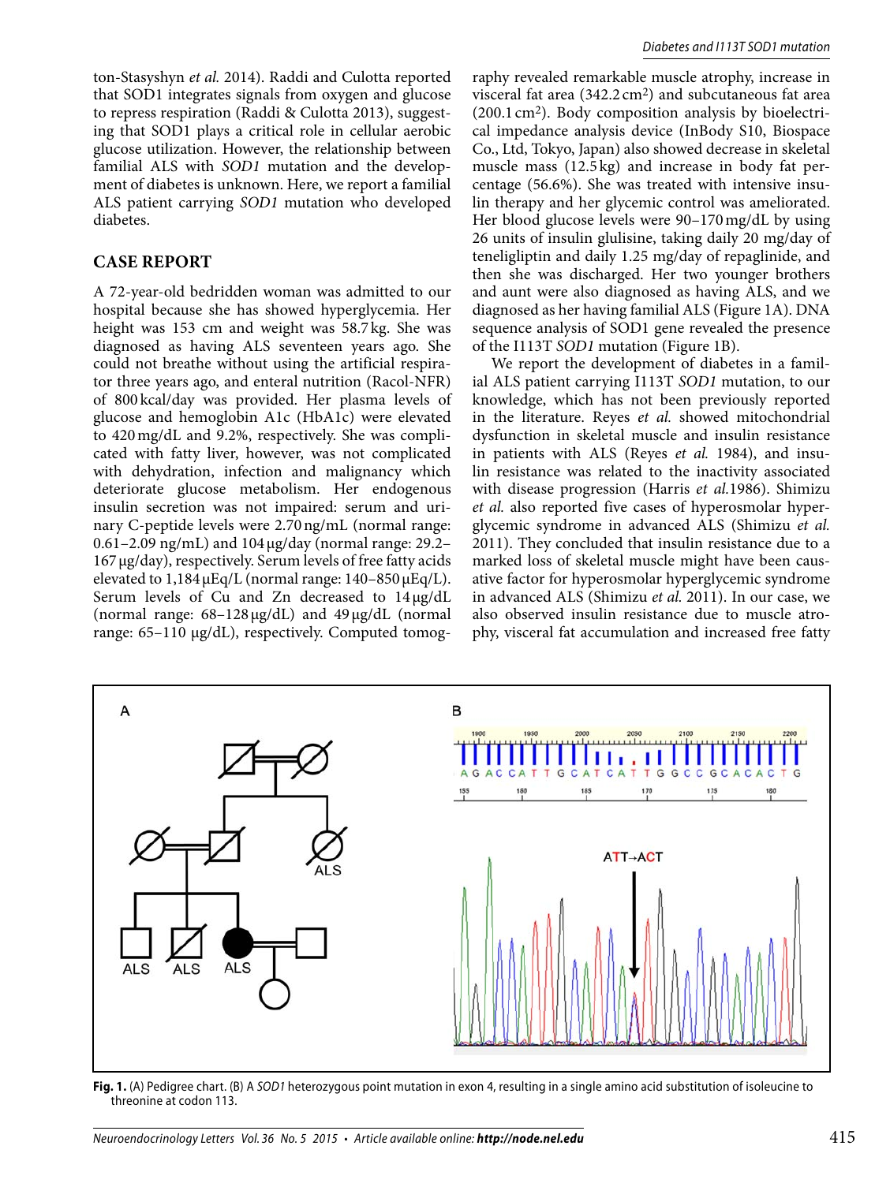ton-Stasyshyn *et al.* 2014). Raddi and Culotta reported that SOD1 integrates signals from oxygen and glucose to repress respiration (Raddi & Culotta 2013), suggesting that SOD1 plays a critical role in cellular aerobic glucose utilization. However, the relationship between familial ALS with *SOD1* mutation and the development of diabetes is unknown. Here, we report a familial ALS patient carrying *SOD1* mutation who developed diabetes.

## CASE REPORT

A 72-year-old bedridden woman was admitted to our hospital because she has showed hyperglycemia. Her height was 153 cm and weight was 58.7 kg. She was diagnosed as having ALS seventeen years ago. She could not breathe without using the artificial respirator three years ago, and enteral nutrition (Racol-NFR) of 800 kcal/day was provided. Her plasma levels of glucose and hemoglobin A1c (HbA1c) were elevated to 420 mg/dL and 9.2%, respectively. She was complicated with fatty liver, however, was not complicated with dehydration, infection and malignancy which deteriorate glucose metabolism. Her endogenous insulin secretion was not impaired: serum and urinary C-peptide levels were 2.70 ng/mL (normal range: 0.61–2.09 ng/mL) and 104 μg/day (normal range: 29.2–167 μg/day), respectively. Serum levels of free fatty acids elevated to 1,184 μEq/L (normal range: 140–850 μEq/L). Serum levels of Cu and Zn decreased to 14 μg/dL (normal range: 68–128 μg/dL) and 49 μg/dL (normal range: 65–110 μg/dL), respectively. Computed tomography revealed remarkable muscle atrophy, increase in visceral fat area (342.2 $cm^2$) and subcutaneous fat area (200.1 $cm^2$). Body composition analysis by bioelectrical impedance analysis device (InBody S10, Biospace Co., Ltd, Tokyo, Japan) also showed decrease in skeletal muscle mass (12.5 kg) and increase in body fat percentage (56.6%). She was treated with intensive insulin therapy and her glycemic control was ameliorated. Her blood glucose levels were 90–170 mg/dL by using 26 units of insulin glulisine, taking daily 20 mg/day of teneligliptin and daily 1.25 mg/day of repaglinide, and then she was discharged. Her two younger brothers and aunt were also diagnosed as having ALS, and we diagnosed as her having familial ALS (Figure 1A). DNA sequence analysis of SOD1 gene revealed the presence of the I113T *SOD1* mutation (Figure 1B).

We report the development of diabetes in a familial ALS patient carrying I113T *SOD1* mutation, to our knowledge, which has not been previously reported in the literature. Reyes *et al.* showed mitochondrial dysfunction in skeletal muscle and insulin resistance in patients with ALS (Reyes *et al.* 1984), and insulin resistance was related to the inactivity associated with disease progression (Harris *et al.*1986). Shimizu *et al.* also reported five cases of hyperosmolar hyperglycemic syndrome in advanced ALS (Shimizu *et al.* 2011). They concluded that insulin resistance due to a marked loss of skeletal muscle might have been causative factor for hyperosmolar hyperglycemic syndrome in advanced ALS (Shimizu *et al.* 2011). In our case, we also observed insulin resistance due to muscle atrophy, visceral fat accumulation and increased free fatty

**Fig. 1.** (A) Pedigree chart. (B) A *SOD1* heterozygous point mutation in exon 4, resulting in a single amino acid substitution of isoleucine to threonine at codon 113.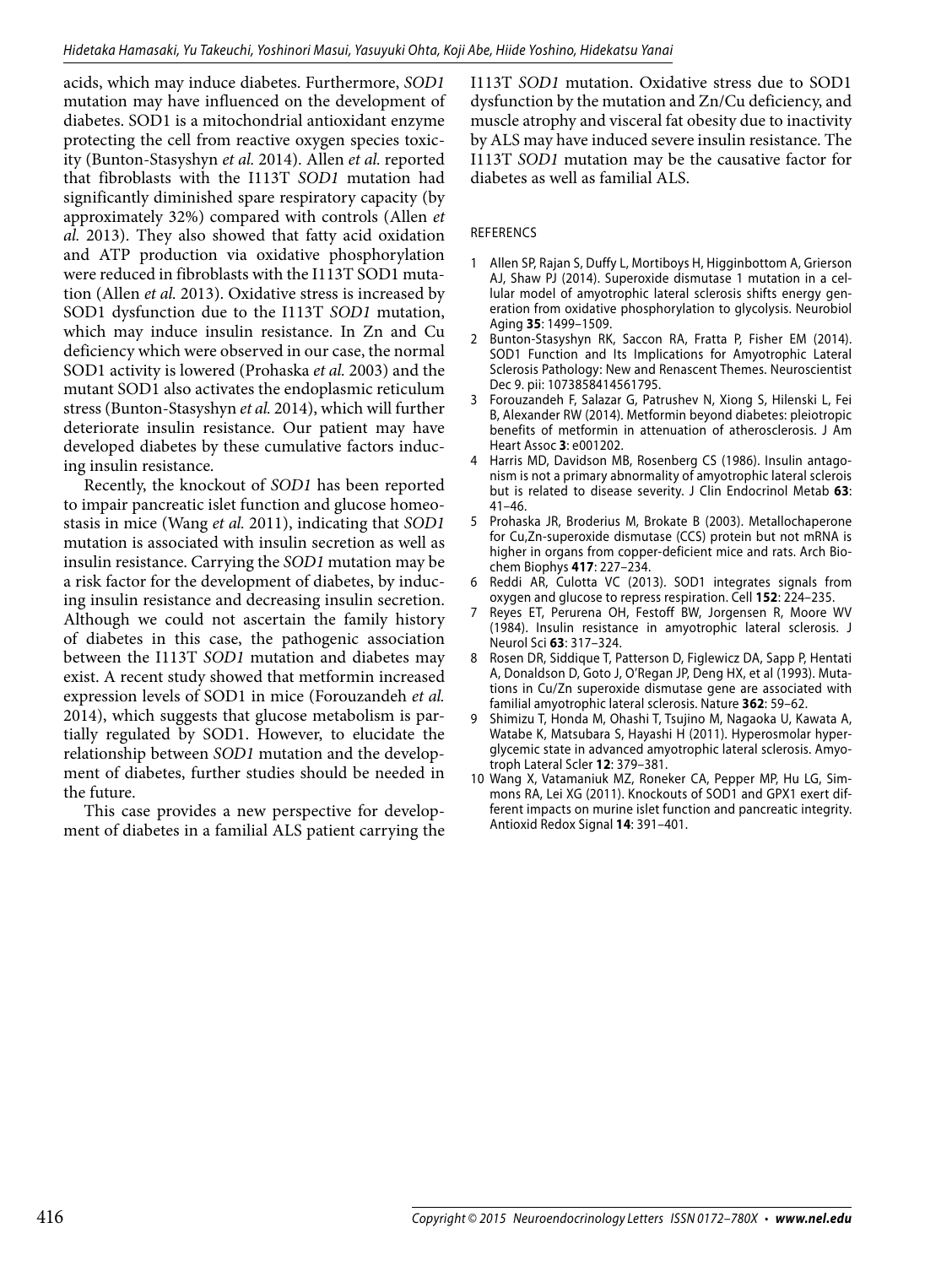acids, which may induce diabetes. Furthermore, *SOD1* mutation may have influenced on the development of diabetes. SOD1 is a mitochondrial antioxidant enzyme protecting the cell from reactive oxygen species toxicity (Bunton-Stasyshyn *et al.* 2014). Allen *et al.* reported that fibroblasts with the I113T *SOD1* mutation had significantly diminished spare respiratory capacity (by approximately 32%) compared with controls (Allen *et al.* 2013). They also showed that fatty acid oxidation and ATP production via oxidative phosphorylation were reduced in fibroblasts with the I113T SOD1 mutation (Allen *et al.* 2013). Oxidative stress is increased by SOD1 dysfunction due to the I113T *SOD1* mutation, which may induce insulin resistance. In Zn and Cu deficiency which were observed in our case, the normal SOD1 activity is lowered (Prohaska *et al.* 2003) and the mutant SOD1 also activates the endoplasmic reticulum stress (Bunton-Stasyshyn *et al.* 2014), which will further deteriorate insulin resistance. Our patient may have developed diabetes by these cumulative factors inducing insulin resistance.

Recently, the knockout of *SOD1* has been reported to impair pancreatic islet function and glucose homeostasis in mice (Wang *et al.* 2011), indicating that *SOD1* mutation is associated with insulin secretion as well as insulin resistance. Carrying the *SOD1* mutation may be a risk factor for the development of diabetes, by inducing insulin resistance and decreasing insulin secretion. Although we could not ascertain the family history of diabetes in this case, the pathogenic association between the I113T *SOD1* mutation and diabetes may exist. A recent study showed that metformin increased expression levels of SOD1 in mice (Forouzandeh *et al.* 2014), which suggests that glucose metabolism is partially regulated by SOD1. However, to elucidate the relationship between *SOD1* mutation and the development of diabetes, further studies should be needed in the future.

This case provides a new perspective for development of diabetes in a familial ALS patient carrying the I113T *SOD1* mutation. Oxidative stress due to SOD1 dysfunction by the mutation and Zn/Cu deficiency, and muscle atrophy and visceral fat obesity due to inactivity by ALS may have induced severe insulin resistance. The I113T *SOD1* mutation may be the causative factor for diabetes as well as familial ALS.

## REFERENCS

1. Allen SP, Rajan S, Duffy L, Mortiboys H, Higginbottom A, Grierson AJ, Shaw PJ (2014). Superoxide dismutase 1 mutation in a cellular model of amyotrophic lateral sclerosis shifts energy generation from oxidative phosphorylation to glycolysis. Neurobiol Aging **35**: 1499–1509.
2. Bunton-Stasyshyn RK, Saccon RA, Fratta P, Fisher EM (2014). SOD1 Function and Its Implications for Amyotrophic Lateral Sclerosis Pathology: New and Renascent Themes. Neuroscientist Dec 9. pii: 1073858414561795.
3. Forouzandeh F, Salazar G, Patrushev N, Xiong S, Hilenski L, Fei B, Alexander RW (2014). Metformin beyond diabetes: pleiotropic benefits of metformin in attenuation of atherosclerosis. J Am Heart Assoc **3**: e001202.
4. Harris MD, Davidson MB, Rosenberg CS (1986). Insulin antagonism is not a primary abnormality of amyotrophic lateral sclerois but is related to disease severity. J Clin Endocrinol Metab **63**: 41–46.
5. Prohaska JR, Broderius M, Brokate B (2003). Metallochaperone for Cu,Zn-superoxide dismutase (CCS) protein but not mRNA is higher in organs from copper-deficient mice and rats. Arch Biochem Biophys **417**: 227–234.
6. Reddi AR, Culotta VC (2013). SOD1 integrates signals from oxygen and glucose to repress respiration. Cell **152**: 224–235.
7. Reyes ET, Perurena OH, Festoff BW, Jorgensen R, Moore WV (1984). Insulin resistance in amyotrophic lateral sclerosis. J Neurol Sci **63**: 317–324.
8. Rosen DR, Siddique T, Patterson D, Figlewicz DA, Sapp P, Hentati A, Donaldson D, Goto J, O'Regan JP, Deng HX, et al (1993). Mutations in Cu/Zn superoxide dismutase gene are associated with familial amyotrophic lateral sclerosis. Nature **362**: 59–62.
9. Shimizu T, Honda M, Ohashi T, Tsujino M, Nagaoka U, Kawata A, Watabe K, Matsubara S, Hayashi H (2011). Hyperosmolar hyperglycemic state in advanced amyotrophic lateral sclerosis. Amyotroph Lateral Scler **12**: 379–381.
10. Wang X, Vatamaniuk MZ, Roneker CA, Pepper MP, Hu LG, Simmons RA, Lei XG (2011). Knockouts of SOD1 and GPX1 exert different impacts on murine islet function and pancreatic integrity. Antioxid Redox Signal **14**: 391–401.